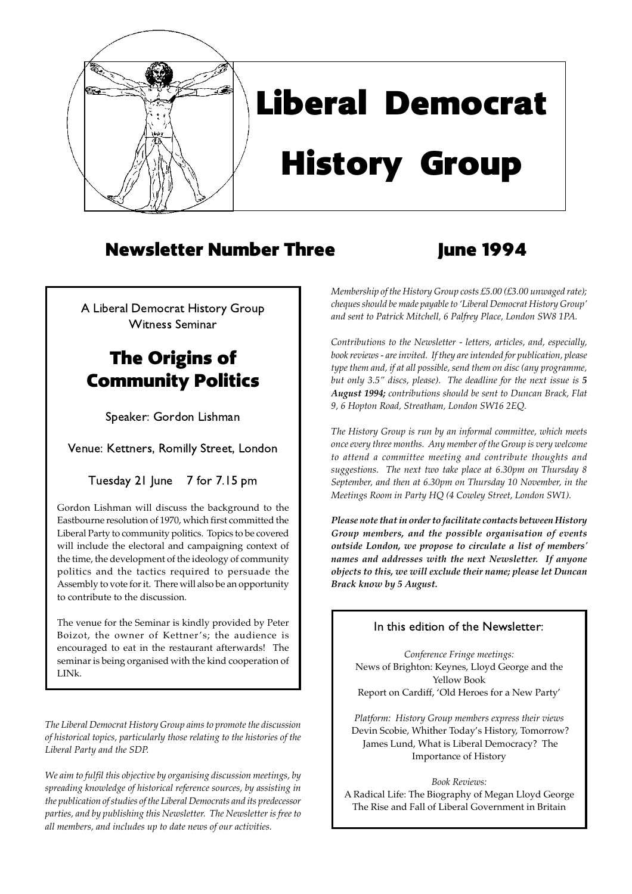# Liberal Democrat History Group

## Newsletter Number Three

## June 1994

A Liberal Democrat History Group Witness Seminar

### The Origins of Community Politics

Speaker: Gordon Lishman

Venue: Kettners, Romilly Street, London

Tuesday 21 June 7 for 7.15 pm

Gordon Lishman will discuss the background to the Eastbourne resolution of 1970, which first committed the Liberal Party to community politics. Topics to be covered will include the electoral and campaigning context of the time, the development of the ideology of community politics and the tactics required to persuade the Assembly to vote for it. There will also be an opportunity to contribute to the discussion.

The venue for the Seminar is kindly provided by Peter Boizot, the owner of Kettner's; the audience is encouraged to eat in the restaurant afterwards! The seminar is being organised with the kind cooperation of LINk.

*The Liberal Democrat History Group aims to promote the discussion of historical topics, particularly those relating to the histories of the Liberal Party and the SDP.*

*We aim to fulfil this objective by organising discussion meetings, by spreading knowledge of historical reference sources, by assisting in the publication of studies of the Liberal Democrats and its predecessor parties, and by publishing this Newsletter. The Newsletter is free to all members, and includes up to date news of our activities.*

*Membership of the History Group costs £5.00 (£3.00 unwaged rate); cheques should be made payable to 'Liberal Democrat History Group' and sent to Patrick Mitchell, 6 Palfrey Place, London SW8 1PA.*

*Contributions to the Newsletter - letters, articles, and, especially, book reviews - are invited. If they are intended for publication, please type them and, if at all possible, send them on disc (any programme, but only 3.5" discs, please). The deadline for the next issue is **5 August 1994;** contributions should be sent to Duncan Brack, Flat 9, 6 Hopton Road, Streatham, London SW16 2EQ.*

*The History Group is run by an informal committee, which meets once every three months. Any member of the Group is very welcome to attend a committee meeting and contribute thoughts and suggestions. The next two take place at 6.30pm on Thursday 8 September, and then at 6.30pm on Thursday 10 November, in the Meetings Room in Party HQ (4 Cowley Street, London SW1).*

***Please note that in order to facilitate contacts between History Group members, and the possible organisation of events outside London, we propose to circulate a list of members' names and addresses with the next Newsletter. If anyone objects to this, we will exclude their name; please let Duncan Brack know by 5 August.***

### In this edition of the Newsletter:

*Conference Fringe meetings:*
News of Brighton: Keynes, Lloyd George and the Yellow Book
Report on Cardiff, 'Old Heroes for a New Party'

*Platform: History Group members express their views*
Devin Scobie, Whither Today's History, Tomorrow?
James Lund, What is Liberal Democracy? The Importance of History

*Book Reviews:*
A Radical Life: The Biography of Megan Lloyd George
The Rise and Fall of Liberal Government in Britain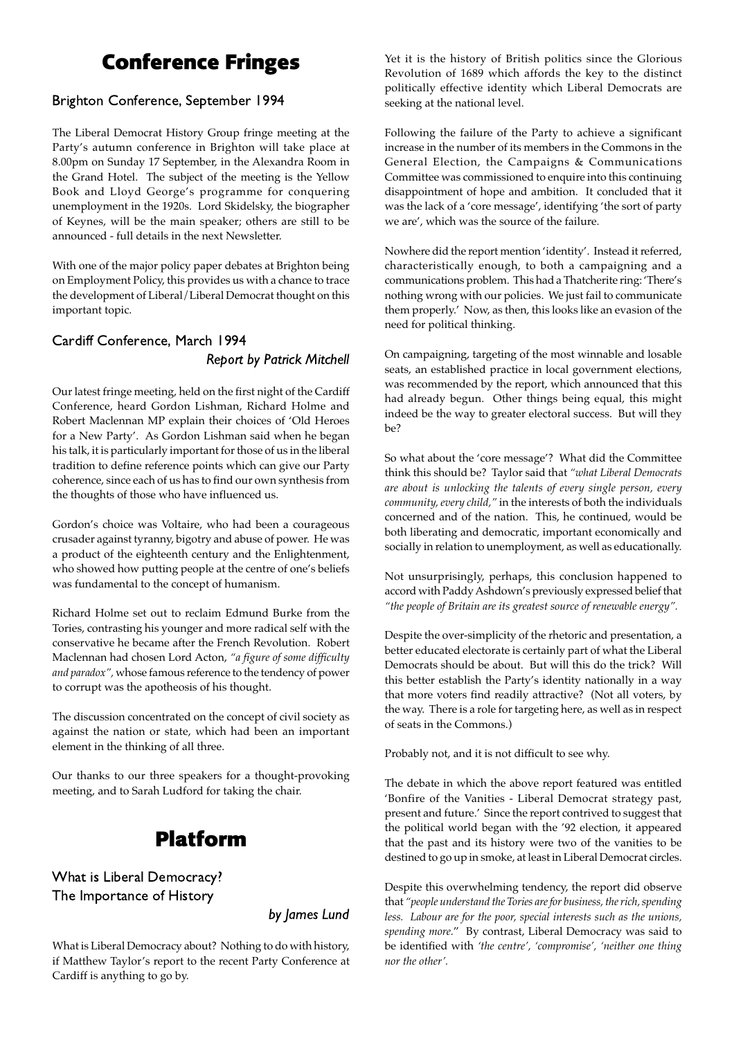# Conference Fringes

## Brighton Conference, September 1994

The Liberal Democrat History Group fringe meeting at the Party's autumn conference in Brighton will take place at 8.00pm on Sunday 17 September, in the Alexandra Room in the Grand Hotel. The subject of the meeting is the Yellow Book and Lloyd George's programme for conquering unemployment in the 1920s. Lord Skidelsky, the biographer of Keynes, will be the main speaker; others are still to be announced - full details in the next Newsletter.

With one of the major policy paper debates at Brighton being on Employment Policy, this provides us with a chance to trace the development of Liberal/Liberal Democrat thought on this important topic.

## Cardiff Conference, March 1994

*Report by Patrick Mitchell*

Our latest fringe meeting, held on the first night of the Cardiff Conference, heard Gordon Lishman, Richard Holme and Robert Maclennan MP explain their choices of 'Old Heroes for a New Party'. As Gordon Lishman said when he began his talk, it is particularly important for those of us in the liberal tradition to define reference points which can give our Party coherence, since each of us has to find our own synthesis from the thoughts of those who have influenced us.

Gordon's choice was Voltaire, who had been a courageous crusader against tyranny, bigotry and abuse of power. He was a product of the eighteenth century and the Enlightenment, who showed how putting people at the centre of one's beliefs was fundamental to the concept of humanism.

Richard Holme set out to reclaim Edmund Burke from the Tories, contrasting his younger and more radical self with the conservative he became after the French Revolution. Robert Maclennan had chosen Lord Acton, *"a figure of some difficulty and paradox"*, whose famous reference to the tendency of power to corrupt was the apotheosis of his thought.

The discussion concentrated on the concept of civil society as against the nation or state, which had been an important element in the thinking of all three.

Our thanks to our three speakers for a thought-provoking meeting, and to Sarah Ludford for taking the chair.

# Platform

## What is Liberal Democracy? The Importance of History

*by James Lund*

What is Liberal Democracy about? Nothing to do with history, if Matthew Taylor's report to the recent Party Conference at Cardiff is anything to go by.

Yet it is the history of British politics since the Glorious Revolution of 1689 which affords the key to the distinct politically effective identity which Liberal Democrats are seeking at the national level.

Following the failure of the Party to achieve a significant increase in the number of its members in the Commons in the General Election, the Campaigns & Communications Committee was commissioned to enquire into this continuing disappointment of hope and ambition. It concluded that it was the lack of a 'core message', identifying 'the sort of party we are', which was the source of the failure.

Nowhere did the report mention 'identity'. Instead it referred, characteristically enough, to both a campaigning and a communications problem. This had a Thatcherite ring: 'There's nothing wrong with our policies. We just fail to communicate them properly.' Now, as then, this looks like an evasion of the need for political thinking.

On campaigning, targeting of the most winnable and losable seats, an established practice in local government elections, was recommended by the report, which announced that this had already begun. Other things being equal, this might indeed be the way to greater electoral success. But will they be?

So what about the 'core message'? What did the Committee think this should be? Taylor said that *"what Liberal Democrats are about is unlocking the talents of every single person, every community, every child,"* in the interests of both the individuals concerned and of the nation. This, he continued, would be both liberating and democratic, important economically and socially in relation to unemployment, as well as educationally.

Not unsurprisingly, perhaps, this conclusion happened to accord with Paddy Ashdown's previously expressed belief that *"the people of Britain are its greatest source of renewable energy"*.

Despite the over-simplicity of the rhetoric and presentation, a better educated electorate is certainly part of what the Liberal Democrats should be about. But will this do the trick? Will this better establish the Party's identity nationally in a way that more voters find readily attractive? (Not all voters, by the way. There is a role for targeting here, as well as in respect of seats in the Commons.)

Probably not, and it is not difficult to see why.

The debate in which the above report featured was entitled 'Bonfire of the Vanities - Liberal Democrat strategy past, present and future.' Since the report contrived to suggest that the political world began with the '92 election, it appeared that the past and its history were two of the vanities to be destined to go up in smoke, at least in Liberal Democrat circles.

Despite this overwhelming tendency, the report did observe that *"people understand the Tories are for business, the rich, spending less. Labour are for the poor, special interests such as the unions, spending more."* By contrast, Liberal Democracy was said to be identified with *'the centre'*, *'compromise'*, *'neither one thing nor the other'*.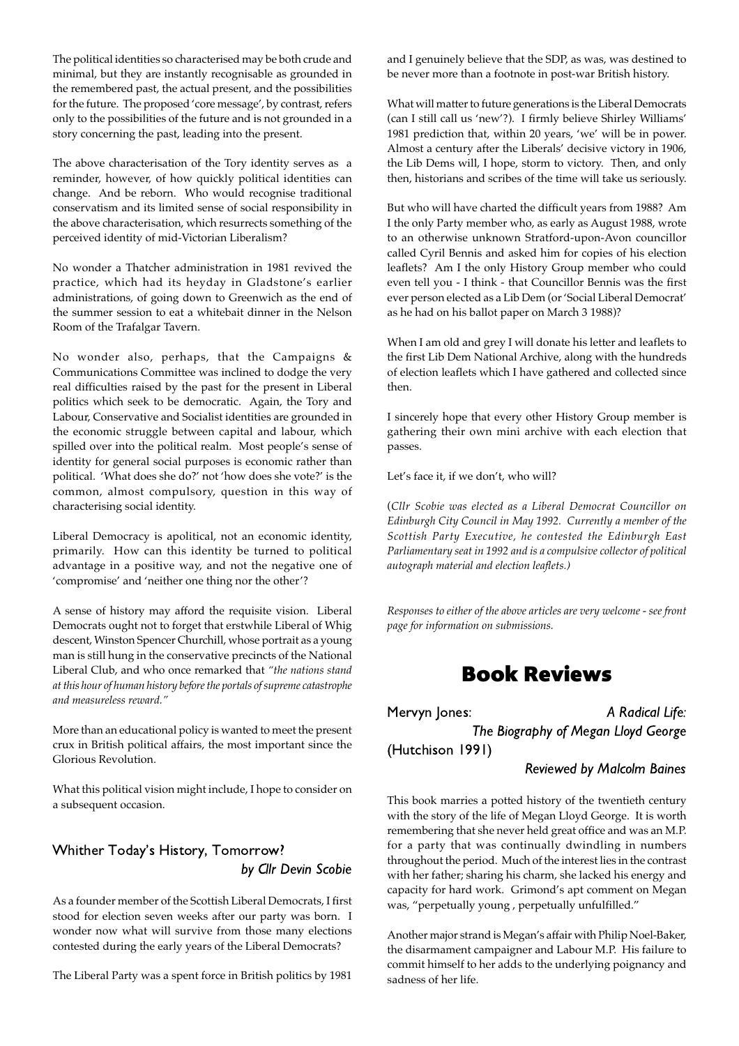The political identities so characterised may be both crude and minimal, but they are instantly recognisable as grounded in the remembered past, the actual present, and the possibilities for the future. The proposed 'core message', by contrast, refers only to the possibilities of the future and is not grounded in a story concerning the past, leading into the present.

The above characterisation of the Tory identity serves as a reminder, however, of how quickly political identities can change. And be reborn. Who would recognise traditional conservatism and its limited sense of social responsibility in the above characterisation, which resurrects something of the perceived identity of mid-Victorian Liberalism?

No wonder a Thatcher administration in 1981 revived the practice, which had its heyday in Gladstone's earlier administrations, of going down to Greenwich as the end of the summer session to eat a whitebait dinner in the Nelson Room of the Trafalgar Tavern.

No wonder also, perhaps, that the Campaigns & Communications Committee was inclined to dodge the very real difficulties raised by the past for the present in Liberal politics which seek to be democratic. Again, the Tory and Labour, Conservative and Socialist identities are grounded in the economic struggle between capital and labour, which spilled over into the political realm. Most people's sense of identity for general social purposes is economic rather than political. 'What does she do?' not 'how does she vote?' is the common, almost compulsory, question in this way of characterising social identity.

Liberal Democracy is apolitical, not an economic identity, primarily. How can this identity be turned to political advantage in a positive way, and not the negative one of 'compromise' and 'neither one thing nor the other'?

A sense of history may afford the requisite vision. Liberal Democrats ought not to forget that erstwhile Liberal of Whig descent, Winston Spencer Churchill, whose portrait as a young man is still hung in the conservative precincts of the National Liberal Club, and who once remarked that *"the nations stand at this hour of human history before the portals of supreme catastrophe and measureless reward."*

More than an educational policy is wanted to meet the present crux in British political affairs, the most important since the Glorious Revolution.

What this political vision might include, I hope to consider on a subsequent occasion.

## Whither Today's History, Tomorrow?

*by Cllr Devin Scobie*

As a founder member of the Scottish Liberal Democrats, I first stood for election seven weeks after our party was born. I wonder now what will survive from those many elections contested during the early years of the Liberal Democrats?

The Liberal Party was a spent force in British politics by 1981 and I genuinely believe that the SDP, as was, was destined to be never more than a footnote in post-war British history.

What will matter to future generations is the Liberal Democrats (can I still call us 'new'?). I firmly believe Shirley Williams' 1981 prediction that, within 20 years, 'we' will be in power. Almost a century after the Liberals' decisive victory in 1906, the Lib Dems will, I hope, storm to victory. Then, and only then, historians and scribes of the time will take us seriously.

But who will have charted the difficult years from 1988? Am I the only Party member who, as early as August 1988, wrote to an otherwise unknown Stratford-upon-Avon councillor called Cyril Bennis and asked him for copies of his election leaflets? Am I the only History Group member who could even tell you - I think - that Councillor Bennis was the first ever person elected as a Lib Dem (or 'Social Liberal Democrat' as he had on his ballot paper on March 3 1988)?

When I am old and grey I will donate his letter and leaflets to the first Lib Dem National Archive, along with the hundreds of election leaflets which I have gathered and collected since then.

I sincerely hope that every other History Group member is gathering their own mini archive with each election that passes.

Let's face it, if we don't, who will?

(*Cllr Scobie was elected as a Liberal Democrat Councillor on Edinburgh City Council in May 1992. Currently a member of the Scottish Party Executive, he contested the Edinburgh East Parliamentary seat in 1992 and is a compulsive collector of political autograph material and election leaflets.)*

*Responses to either of the above articles are very welcome - see front page for information on submissions.*

# Book Reviews

## Mervyn Jones: *A Radical Life: The Biography of Megan Lloyd George* (Hutchison 1991)

*Reviewed by Malcolm Baines*

This book marries a potted history of the twentieth century with the story of the life of Megan Lloyd George. It is worth remembering that she never held great office and was an M.P. for a party that was continually dwindling in numbers throughout the period. Much of the interest lies in the contrast with her father; sharing his charm, she lacked his energy and capacity for hard work. Grimond's apt comment on Megan was, "perpetually young , perpetually unfulfilled."

Another major strand is Megan's affair with Philip Noel-Baker, the disarmament campaigner and Labour M.P. His failure to commit himself to her adds to the underlying poignancy and sadness of her life.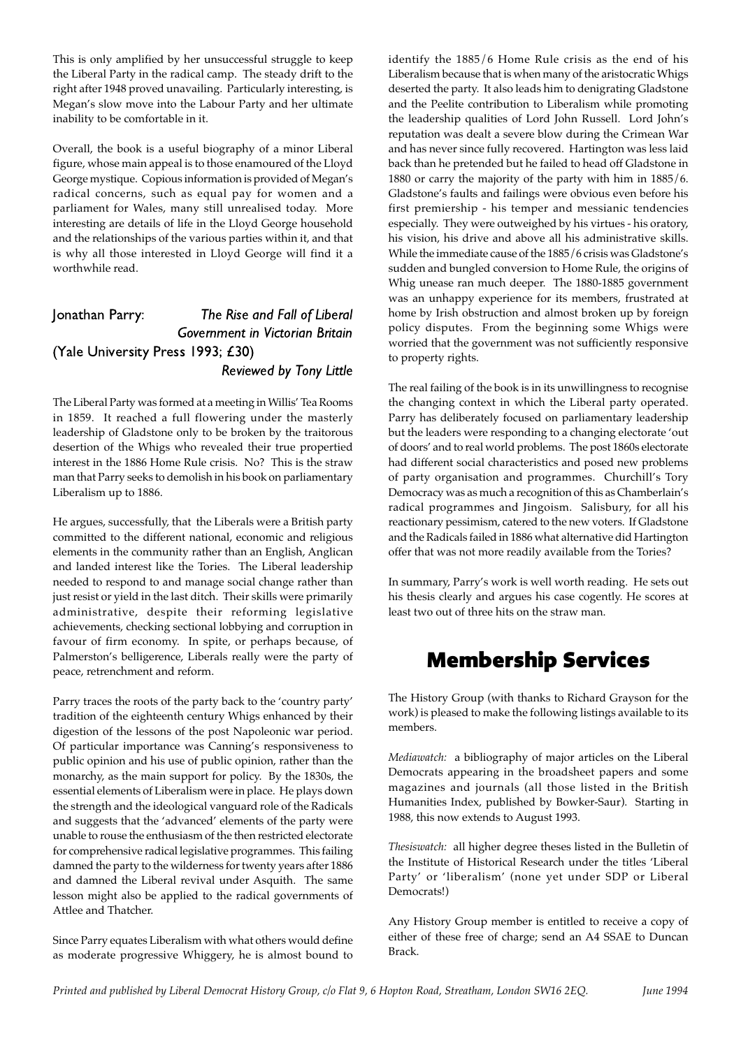This is only amplified by her unsuccessful struggle to keep the Liberal Party in the radical camp. The steady drift to the right after 1948 proved unavailing. Particularly interesting, is Megan's slow move into the Labour Party and her ultimate inability to be comfortable in it.

Overall, the book is a useful biography of a minor Liberal figure, whose main appeal is to those enamoured of the Lloyd George mystique. Copious information is provided of Megan's radical concerns, such as equal pay for women and a parliament for Wales, many still unrealised today. More interesting are details of life in the Lloyd George household and the relationships of the various parties within it, and that is why all those interested in Lloyd George will find it a worthwhile read.

### Jonathan Parry: *The Rise and Fall of Liberal Government in Victorian Britain* (Yale University Press 1993; £30)

*Reviewed by Tony Little*

The Liberal Party was formed at a meeting in Willis' Tea Rooms in 1859. It reached a full flowering under the masterly leadership of Gladstone only to be broken by the traitorous desertion of the Whigs who revealed their true propertied interest in the 1886 Home Rule crisis. No? This is the straw man that Parry seeks to demolish in his book on parliamentary Liberalism up to 1886.

He argues, successfully, that the Liberals were a British party committed to the different national, economic and religious elements in the community rather than an English, Anglican and landed interest like the Tories. The Liberal leadership needed to respond to and manage social change rather than just resist or yield in the last ditch. Their skills were primarily administrative, despite their reforming legislative achievements, checking sectional lobbying and corruption in favour of firm economy. In spite, or perhaps because, of Palmerston's belligerence, Liberals really were the party of peace, retrenchment and reform.

Parry traces the roots of the party back to the 'country party' tradition of the eighteenth century Whigs enhanced by their digestion of the lessons of the post Napoleonic war period. Of particular importance was Canning's responsiveness to public opinion and his use of public opinion, rather than the monarchy, as the main support for policy. By the 1830s, the essential elements of Liberalism were in place. He plays down the strength and the ideological vanguard role of the Radicals and suggests that the 'advanced' elements of the party were unable to rouse the enthusiasm of the then restricted electorate for comprehensive radical legislative programmes. This failing damned the party to the wilderness for twenty years after 1886 and damned the Liberal revival under Asquith. The same lesson might also be applied to the radical governments of Attlee and Thatcher.

Since Parry equates Liberalism with what others would define as moderate progressive Whiggery, he is almost bound to identify the 1885/6 Home Rule crisis as the end of his Liberalism because that is when many of the aristocratic Whigs deserted the party. It also leads him to denigrating Gladstone and the Peelite contribution to Liberalism while promoting the leadership qualities of Lord John Russell. Lord John's reputation was dealt a severe blow during the Crimean War and has never since fully recovered. Hartington was less laid back than he pretended but he failed to head off Gladstone in 1880 or carry the majority of the party with him in 1885/6. Gladstone's faults and failings were obvious even before his first premiership - his temper and messianic tendencies especially. They were outweighed by his virtues - his oratory, his vision, his drive and above all his administrative skills. While the immediate cause of the 1885/6 crisis was Gladstone's sudden and bungled conversion to Home Rule, the origins of Whig unease ran much deeper. The 1880-1885 government was an unhappy experience for its members, frustrated at home by Irish obstruction and almost broken up by foreign policy disputes. From the beginning some Whigs were worried that the government was not sufficiently responsive to property rights.

The real failing of the book is in its unwillingness to recognise the changing context in which the Liberal party operated. Parry has deliberately focused on parliamentary leadership but the leaders were responding to a changing electorate 'out of doors' and to real world problems. The post 1860s electorate had different social characteristics and posed new problems of party organisation and programmes. Churchill's Tory Democracy was as much a recognition of this as Chamberlain's radical programmes and Jingoism. Salisbury, for all his reactionary pessimism, catered to the new voters. If Gladstone and the Radicals failed in 1886 what alternative did Hartington offer that was not more readily available from the Tories?

In summary, Parry's work is well worth reading. He sets out his thesis clearly and argues his case cogently. He scores at least two out of three hits on the straw man.

## Membership Services

The History Group (with thanks to Richard Grayson for the work) is pleased to make the following listings available to its members.

*Mediawatch:* a bibliography of major articles on the Liberal Democrats appearing in the broadsheet papers and some magazines and journals (all those listed in the British Humanities Index, published by Bowker-Saur). Starting in 1988, this now extends to August 1993.

*Thesiswatch:* all higher degree theses listed in the Bulletin of the Institute of Historical Research under the titles 'Liberal Party' or 'liberalism' (none yet under SDP or Liberal Democrats!)

Any History Group member is entitled to receive a copy of either of these free of charge; send an A4 SSAE to Duncan Brack.

*Printed and published by Liberal Democrat History Group, c/o Flat 9, 6 Hopton Road, Streatham, London SW16 2EQ. June 1994*